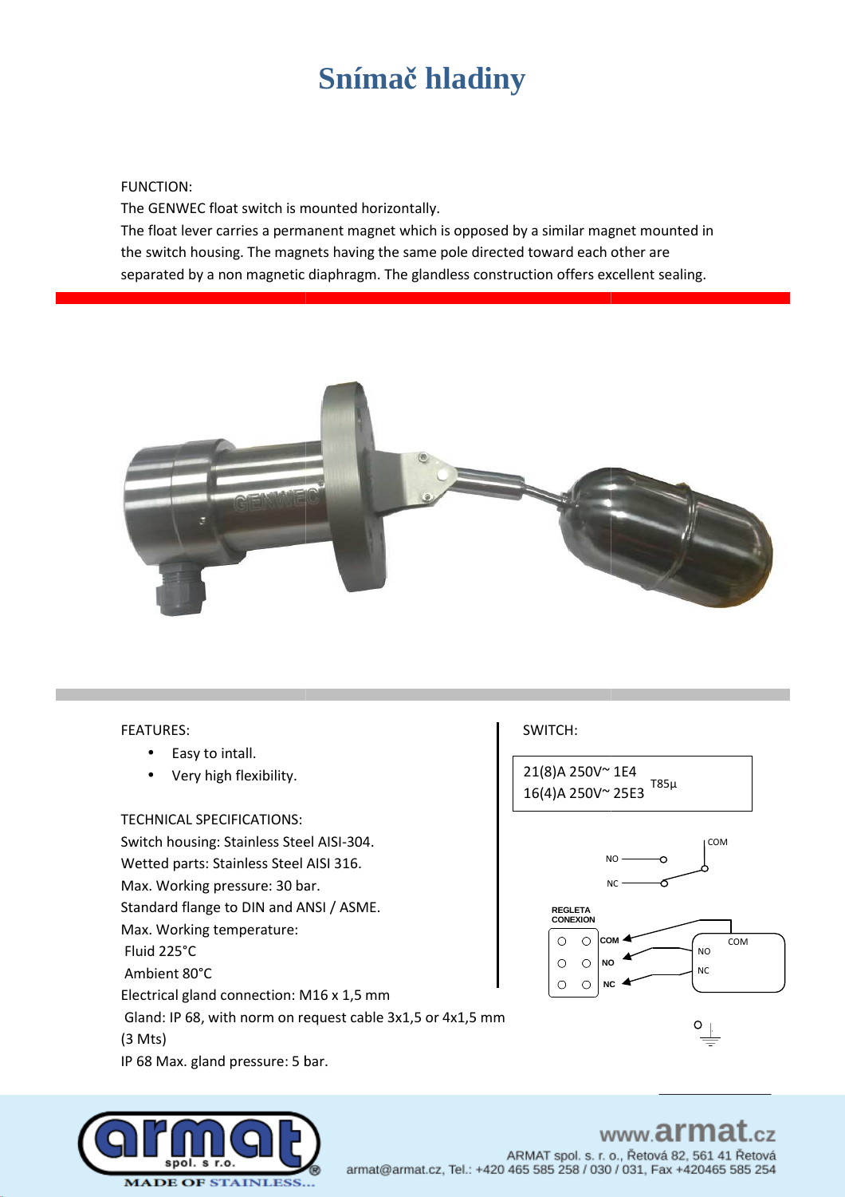# Snímač hladiny

FUNCTION:
The GENWEC float switch is mounted horizontally.
The float lever carries a permanent magnet which is opposed by a similar magnet mounted in the switch housing. The magnets having the same pole directed toward each other are separated by a non magnetic diaphragm. The glandless construction offers excellent sealing.

FEATURES:

- Easy to intall.
- Very high flexibility.

TECHNICAL SPECIFICATIONS:
Switch housing: Stainless Steel AISI-304.
Wetted parts: Stainless Steel AISI 316.
Max. Working pressure: 30 bar.
Standard flange to DIN and ANSI / ASME.
Max. Working temperature:
Fluid 225°C
Ambient 80°C
Electrical gland connection: M16 x 1,5 mm
Gland: IP 68, with norm on request cable 3x1,5 or 4x1,5 mm (3 Mts)
IP 68 Max. gland pressure: 5 bar.

SWITCH:

21(8)A 250V~ 1E4
16(4)A 250V~ 25E3 T85µ

COM
NO
NC

REGLETA CONEXION
COM
NO
NC

COM
NO
NC

www.armat.cz
ARMAT spol. s. r. o., Řetová 82, 561 41 Řetová
armat@armat.cz, Tel.: +420 465 585 258 / 030 / 031, Fax +420465 585 254

MADE OF STAINLESS...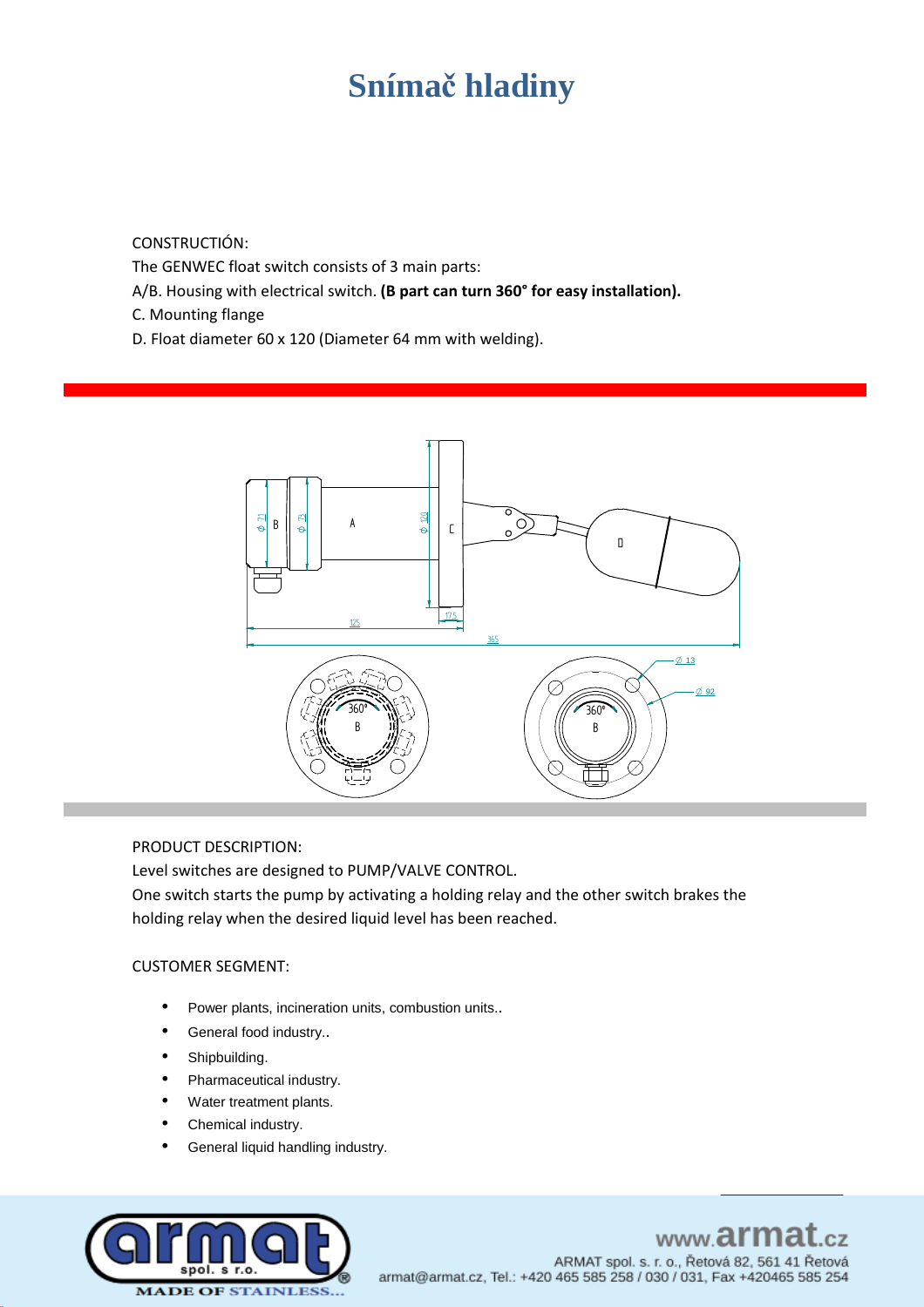# Snímač hladiny

CONSTRUCTIÓN:

The GENWEC float switch consists of 3 main parts:

A/B. Housing with electrical switch. **(B part can turn 360° for easy installation).**

C. Mounting flange

D. Float diameter 60 x 120 (Diameter 64 mm with welding).

PRODUCT DESCRIPTION:

Level switches are designed to PUMP/VALVE CONTROL.

One switch starts the pump by activating a holding relay and the other switch brakes the holding relay when the desired liquid level has been reached.

CUSTOMER SEGMENT:

- Power plants, incineration units, combustion units..
- General food industry..
- Shipbuilding.
- Pharmaceutical industry.
- Water treatment plants.
- Chemical industry.
- General liquid handling industry.

www.armat.cz

ARMAT spol. s. r. o., Řetová 82, 561 41 Řetová

armat@armat.cz, Tel.: +420 465 585 258 / 030 / 031, Fax +420465 585 254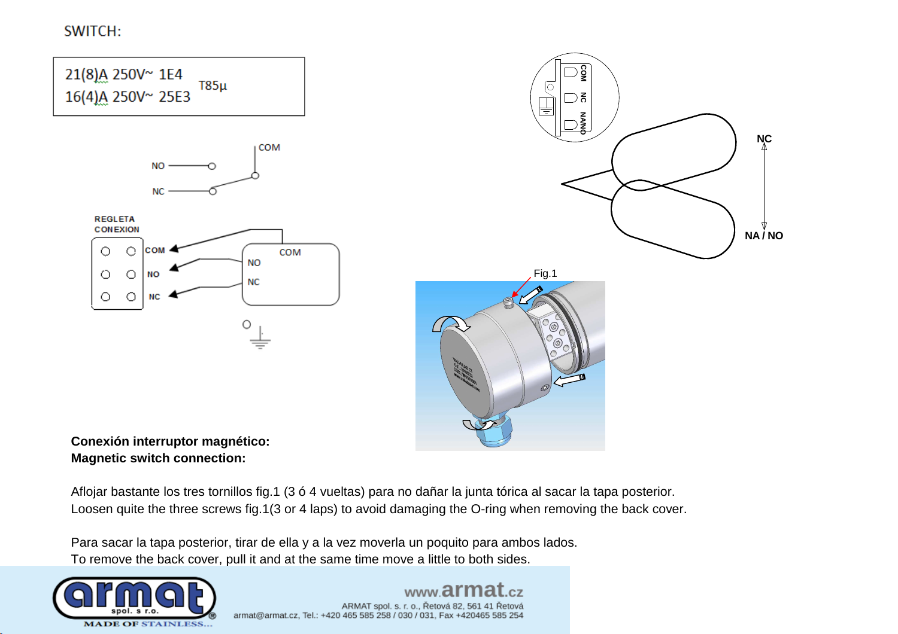SWITCH:

21(8)A 250V~ 1E4
16(4)A 250V~ 25E3 T85µ

COM
NO
NC

REGLETA
CONEXION

COM
NO
NC

COM
NO
NC

COM
NC
NA/NO

NC
NA / NO

Fig.1

**Conexión interruptor magnético:**
**Magnetic switch connection:**

Aflojar bastante los tres tornillos fig.1 (3 ó 4 vueltas) para no dañar la junta tórica al sacar la tapa posterior.
Loosen quite the three screws fig.1(3 or 4 laps) to avoid damaging the O-ring when removing the back cover.

Para sacar la tapa posterior, tirar de ella y a la vez moverla un poquito para ambos lados.
To remove the back cover, pull it and at the same time move a little to both sides.